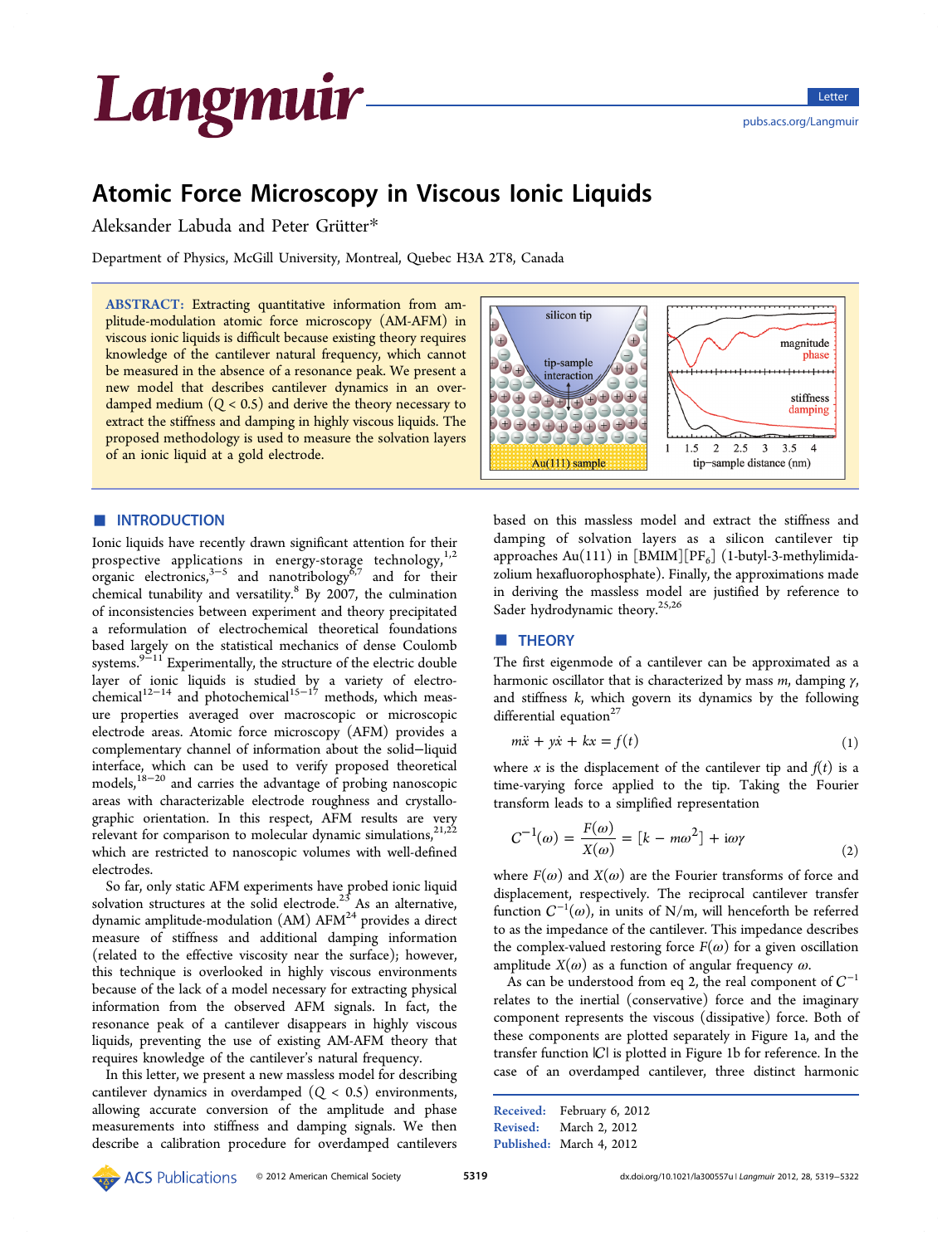# Atomic Force Microscopy in Viscous Ionic Liquids

Aleksander Labuda and Peter Grütter*

Department of Physics, McGill University, Montreal, Quebec H3A 2T8, Canada

**ABSTRACT:** Extracting quantitative information from amplitude-modulation atomic force microscopy (AM-AFM) in viscous ionic liquids is difficult because existing theory requires knowledge of the cantilever natural frequency, which cannot be measured in the absence of a resonance peak. We present a new model that describes cantilever dynamics in an overdamped medium ($Q < 0.5$) and derive the theory necessary to extract the stiffness and damping in highly viscous liquids. The proposed methodology is used to measure the solvation layers of an ionic liquid at a gold electrode.

## INTRODUCTION

Ionic liquids have recently drawn significant attention for their prospective applications in energy-storage technology,[1,2] organic electronics,[3−5] and nanotribology[6,7] and for their chemical tunability and versatility.[8] By 2007, the culmination of inconsistencies between experiment and theory precipitated a reformulation of electrochemical theoretical foundations based largely on the statistical mechanics of dense Coulomb systems.[9−11] Experimentally, the structure of the electric double layer of ionic liquids is studied by a variety of electrochemical[12−14] and photochemical[15−17] methods, which measure properties averaged over macroscopic or microscopic electrode areas. Atomic force microscopy (AFM) provides a complementary channel of information about the solid−liquid interface, which can be used to verify proposed theoretical models,[18−20] and carries the advantage of probing nanoscopic areas with characterizable electrode roughness and crystallographic orientation. In this respect, AFM results are very relevant for comparison to molecular dynamic simulations,[21,22] which are restricted to nanoscopic volumes with well-defined electrodes.

So far, only static AFM experiments have probed ionic liquid solvation structures at the solid electrode.[23] As an alternative, dynamic amplitude-modulation (AM) AFM[24] provides a direct measure of stiffness and additional damping information (related to the effective viscosity near the surface); however, this technique is overlooked in highly viscous environments because of the lack of a model necessary for extracting physical information from the observed AFM signals. In fact, the resonance peak of a cantilever disappears in highly viscous liquids, preventing the use of existing AM-AFM theory that requires knowledge of the cantilever's natural frequency.

In this letter, we present a new massless model for describing cantilever dynamics in overdamped ($Q < 0.5$) environments, allowing accurate conversion of the amplitude and phase measurements into stiffness and damping signals. We then describe a calibration procedure for overdamped cantilevers based on this massless model and extract the stiffness and damping of solvation layers as a silicon tip approaches Au(111) in [BMIM][$PF_6$] (1-butyl-3-methylimidazolium hexafluorophosphate). Finally, the approximations made in deriving the massless model are justified by reference to Sader hydrodynamic theory.[25,26]

## THEORY

The first eigenmode of a cantilever can be approximated as a harmonic oscillator that is characterized by mass $m$, damping $\gamma$, and stiffness $k$, which govern its dynamics by the following differential equation[27]

$$m\ddot{x} + \gamma\dot{x} + kx = f(t) \tag{1}$$

where $x$ is the displacement of the cantilever tip and $f(t)$ is a time-varying force applied to the tip. Taking the Fourier transform leads to a simplified representation

$$C^{-1}(\omega) = \frac{F(\omega)}{X(\omega)} = [k - m\omega^2] + i\omega\gamma \tag{2}$$

where $F(\omega)$ and $X(\omega)$ are the Fourier transforms of force and displacement, respectively. The reciprocal cantilever transfer function $C^{-1}(\omega)$, in units of N/m, will henceforth be referred to as the impedance of the cantilever. This impedance describes the complex-valued restoring force $F(\omega)$ for a given oscillation amplitude $X(\omega)$ as a function of angular frequency $\omega$.

As can be understood from eq 2, the real component of $C^{-1}$ relates to the inertial (conservative) force and the imaginary component represents the viscous (dissipative) force. Both of these components are plotted separately in Figure 1a, and the transfer function $|C|$ is plotted in Figure 1b for reference. In the case of an overdamped cantilever, three distinct harmonic

Received: February 6, 2012
Revised: March 2, 2012
Published: March 4, 2012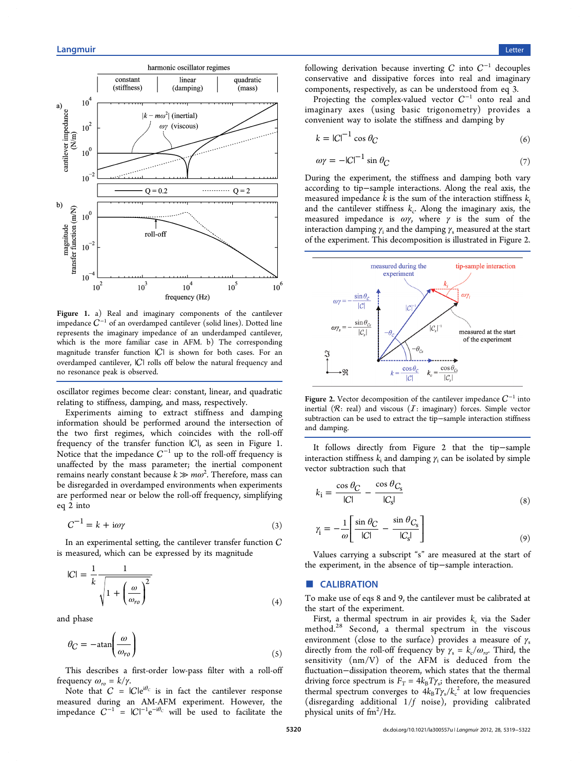**Figure 1.** a) Real and imaginary components of the cantilever impedance $C^{-1}$ of an overdamped cantilever (solid lines). Dotted line represents the imaginary impedance of an underdamped cantilever, which is the more familiar case in AFM. b) The corresponding magnitude transfer function $|C|$ is shown for both cases. For an overdamped cantilever, $|C|$ rolls off below the natural frequency and no resonance peak is observed.

oscillator regimes become clear: constant, linear, and quadratic relating to stiffness, damping, and mass, respectively.

Experiments aiming to extract stiffness and damping information should be performed around the intersection of the two first regimes, which coincides with the roll-off frequency of the transfer function $|C|$, as seen in Figure 1. Notice that the impedance $C^{-1}$ up to the roll-off frequency is unaffected by the mass parameter; the inertial component remains nearly constant because $k \gg m\omega^2$. Therefore, mass can be disregarded in overdamped environments when experiments are performed near or below the roll-off frequency, simplifying eq 2 into

$$C^{-1} = k + i\omega\gamma \tag{3}$$

In an experimental setting, the cantilever transfer function $C$ is measured, which can be expressed by its magnitude

$$|C| = \frac{1}{k}\frac{1}{\sqrt{1 + \left(\frac{\omega}{\omega_{ro}}\right)^2}} \tag{4}$$

and phase

$$\theta_C = -\operatorname{atan}\left(\frac{\omega}{\omega_{ro}}\right) \tag{5}$$

This describes a first-order low-pass filter with a roll-off frequency $\omega_{ro} = k/\gamma$.

Note that $C = |C|e^{i\theta_C}$ is in fact the cantilever response measured during an AM-AFM experiment. However, the impedance $C^{-1} = |C|^{-1}e^{-i\theta_C}$ will be used to facilitate the following derivation because inverting $C$ into $C^{-1}$ decouples conservative and dissipative forces into real and imaginary components, respectively, as can be understood from eq 3.

Projecting the complex-valued vector $C^{-1}$ onto real and imaginary axes (using basic trigonometry) provides a convenient way to isolate the stiffness and damping by

$$k = |C|^{-1} \cos \theta_C \tag{6}$$

$$\omega\gamma = -|C|^{-1} \sin \theta_C \tag{7}$$

During the experiment, the stiffness and damping both vary according to tip–sample interactions. Along the real axis, the measured impedance $k$ is the sum of the interaction stiffness $k_i$ and the cantilever stiffness $k_c$. Along the imaginary axis, the measured impedance is $\omega\gamma$, where $\gamma$ is the sum of the interaction damping $\gamma_i$ and the damping $\gamma_s$ measured at the start of the experiment. This decomposition is illustrated in Figure 2.

**Figure 2.** Vector decomposition of the cantilever impedance $C^{-1}$ into inertial ($\Re$: real) and viscous ($\Im$: imaginary) forces. Simple vector subtraction can be used to extract the tip–sample interaction stiffness and damping.

It follows directly from Figure 2 that the tip–sample interaction stiffness $k_i$ and damping $\gamma_i$ can be isolated by simple vector subtraction such that

$$k_i = \frac{\cos \theta_C}{|C|} - \frac{\cos \theta_{C_s}}{|C_s|} \tag{8}$$

$$\gamma_i = -\frac{1}{\omega}\left[\frac{\sin \theta_C}{|C|} - \frac{\sin \theta_{C_s}}{|C_s|}\right] \tag{9}$$

Values carrying a subscript "s" are measured at the start of the experiment, in the absence of tip–sample interaction.

## CALIBRATION

To make use of eqs 8 and 9, the cantilever must be calibrated at the start of the experiment.

First, a thermal spectrum in air provides $k_c$ via the Sader method.[28] Second, a thermal spectrum in the viscous environment (close to the surface) provides a measure of $\gamma_s$ directly from the roll-off frequency by $\gamma_s = k_c/\omega_{ro}$. Third, the sensitivity (nm/V) of the AFM is deduced from the fluctuation–dissipation theorem, which states that the thermal driving force spectrum is $F_T = 4k_BT\gamma_s$; therefore, the measured thermal spectrum converges to $4k_BT\gamma_s/k_c^2$ at low frequencies (disregarding additional $1/f$ noise), providing calibrated physical units of $fm^2/Hz$.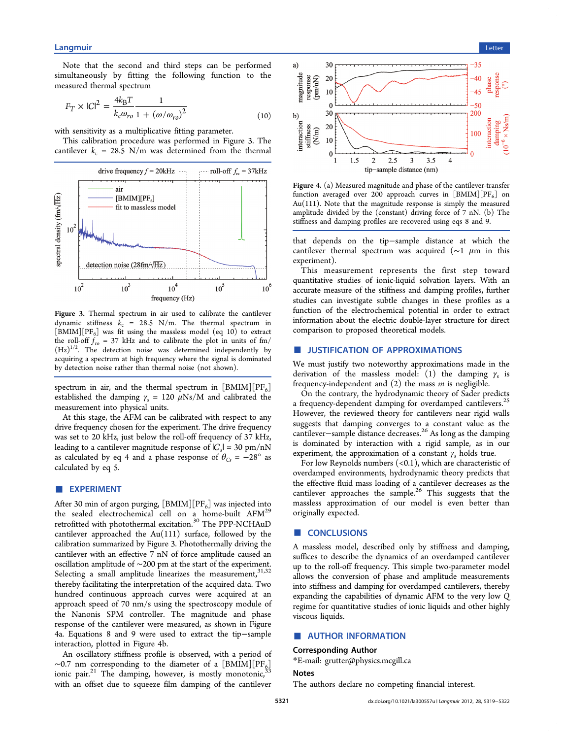Note that the second and third steps can be performed simultaneously by fitting the following function to the measured thermal spectrum

$$F_T \times |C|^2 = \frac{4k_BT}{k_c\omega_{ro}} \frac{1}{1 + (\omega/\omega_{ro})^2} \tag{10}$$

with sensitivity as a multiplicative fitting parameter.

This calibration procedure was performed in Figure 3. The cantilever $k_c$ = 28.5 N/m was determined from the thermal spectrum in air, and the thermal spectrum in $[BMIM][PF_6]$ established the damping $\gamma_s$ = 120 $\mu$Ns/M and calibrated the measurement into physical units.

Figure 3. Thermal spectrum in air used to calibrate the cantilever dynamic stiffness $k_c$ = 28.5 N/m. The thermal spectrum in $[BMIM][PF_6]$ was fit using the massless model (eq 10) to extract the roll-off $f_{ro}$ = 37 kHz and to calibrate the plot in units of fm/(Hz)$^{1/2}$. The detection noise was determined independently by acquiring a spectrum at high frequency where the signal is dominated by detection noise rather than thermal noise (not shown).

At this stage, the AFM can be calibrated with respect to any drive frequency chosen for the experiment. The drive frequency was set to 20 kHz, just below the roll-off frequency of 37 kHz, leading to a cantilever magnitude response of $|C_s|$ = 30 pm/nN as calculated by eq 4 and a phase response of $\theta_{C_s}$ = −28° as calculated by eq 5.

## EXPERIMENT

After 30 min of argon purging, $[BMIM][PF_6]$ was injected into the sealed electrochemical cell on a home-built AFM[29] retrofitted with photothermal excitation.[30] The PPP-NCHAuD cantilever approached the Au(111) surface, followed by the calibration summarized by Figure 3. Photothermally driving the cantilever with an effective 7 nN of force amplitude caused an oscillation amplitude of ~200 pm at the start of the experiment. Selecting a small amplitude linearizes the measurement,[31,32] thereby facilitating the interpretation of the acquired data. Two hundred continuous approach curves were acquired at an approach speed of 70 nm/s using the spectroscopy module of the Nanonis SPM controller. The magnitude and phase response of the cantilever were measured, as shown in Figure 4a. Equations 8 and 9 were used to extract the tip−sample interaction, plotted in Figure 4b.

An oscillatory stiffness profile is observed, with a period of ~0.7 nm corresponding to the diameter of a $[BMIM][PF_6]$ ionic pair.[21] The damping, however, is mostly monotonic,[33] with an offset due to squeeze film damping of the cantilever that depends on the tip−sample distance at which the cantilever thermal spectrum was acquired (~1 $\mu$m in this experiment).

Figure 4. (a) Measured magnitude and phase of the cantilever-transfer function averaged over 200 approach curves in $[BMIM][PF_6]$ on Au(111). Note that the magnitude response is simply the measured amplitude divided by the (constant) driving force of 7 nN. (b) The stiffness and damping profiles are recovered using eqs 8 and 9.

This measurement represents the first step toward quantitative studies of ionic-liquid solvation layers. With an accurate measure of the stiffness and damping profiles, further studies can investigate subtle changes in these profiles as a function of the electrochemical potential in order to extract information about the electric double-layer structure for direct comparison to proposed theoretical models.

## JUSTIFICATION OF APPROXIMATIONS

We must justify two noteworthy approximations made in the derivation of the massless model: (1) the damping $\gamma_s$ is frequency-independent and (2) the mass $m$ is negligible.

On the contrary, the hydrodynamic theory of Sader predicts a frequency-dependent damping for overdamped cantilevers.[25] However, the reviewed theory for cantilevers near rigid walls suggests that damping converges to a constant value as the cantilever−sample distance decreases.[26] As long as the damping is dominated by interaction with a rigid sample, as in our experiment, the approximation of a constant $\gamma_s$ holds true.

For low Reynolds numbers (<0.1), which are characteristic of overdamped environments, hydrodynamic theory predicts that the effective fluid mass loading of a cantilever decreases as the cantilever approaches the sample.[26] This suggests that the massless approximation of our model is even better than originally expected.

## CONCLUSIONS

A massless model, described only by stiffness and damping, suffices to describe the dynamics of an overdamped cantilever up to the roll-off frequency. This simple two-parameter model allows the conversion of phase and amplitude measurements into stiffness and damping for overdamped cantilevers, thereby expanding the capabilities of dynamic AFM to the very low $Q$ regime for quantitative studies of ionic liquids and other highly viscous liquids.

## AUTHOR INFORMATION

### Corresponding Author

*E-mail: grutter@physics.mcgill.ca

### Notes

The authors declare no competing financial interest.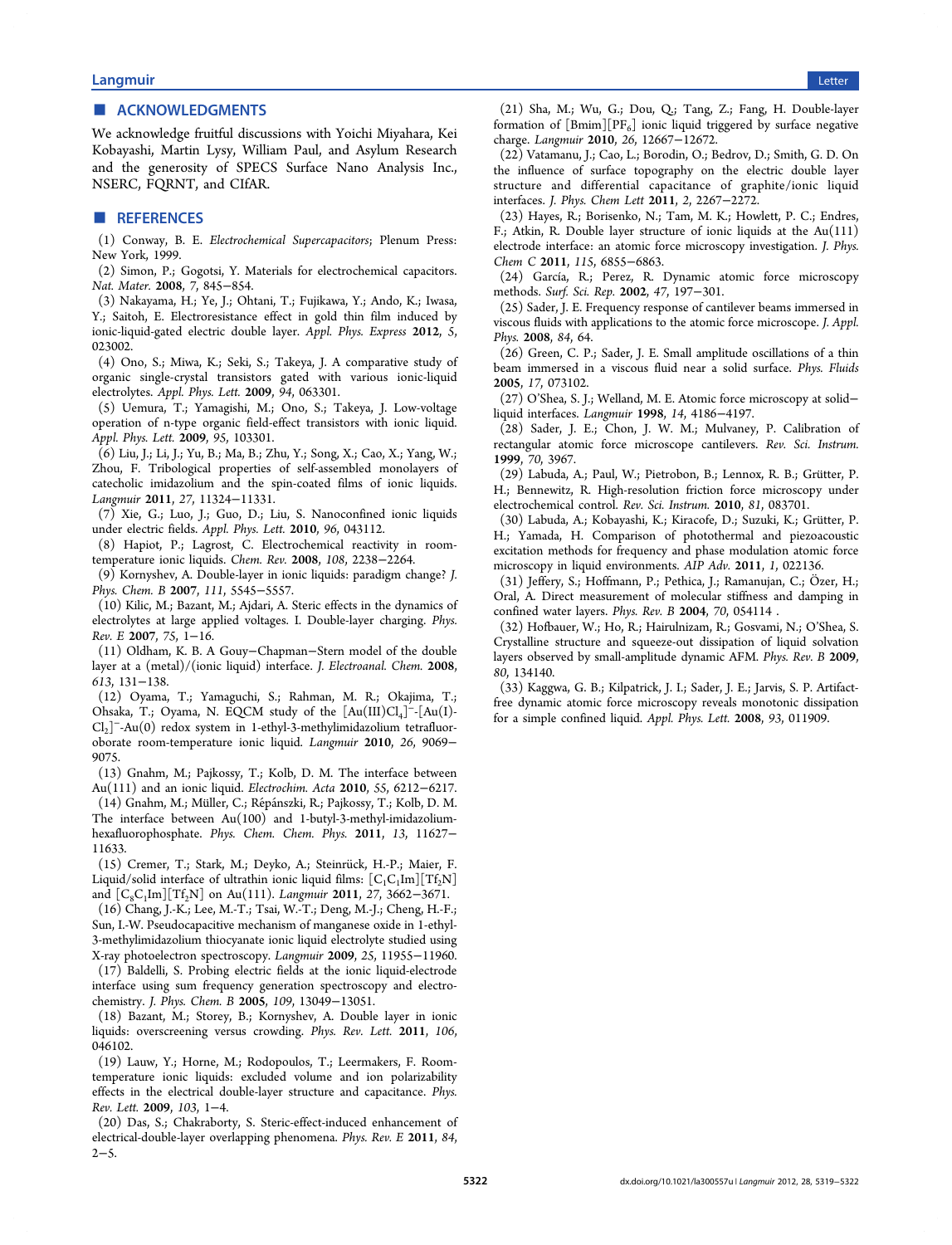## ■ ACKNOWLEDGMENTS

We acknowledge fruitful discussions with Yoichi Miyahara, Kei Kobayashi, Martin Lysy, William Paul, and Asylum Research and the generosity of SPECS Surface Nano Analysis Inc., NSERC, FQRNT, and CIfAR.

## ■ REFERENCES

(1) Conway, B. E. *Electrochemical Supercapacitors*; Plenum Press: New York, 1999.

(2) Simon, P.; Gogotsi, Y. Materials for electrochemical capacitors. *Nat. Mater.* **2008**, *7*, 845−854.

(3) Nakayama, H.; Ye, J.; Ohtani, T.; Fujikawa, Y.; Ando, K.; Iwasa, Y.; Saitoh, E. Electroresistance effect in gold thin film induced by ionic-liquid-gated electric double layer. *Appl. Phys. Express* **2012**, *5*, 023002.

(4) Ono, S.; Miwa, K.; Seki, S.; Takeya, J. A comparative study of organic single-crystal transistors gated with various ionic-liquid electrolytes. *Appl. Phys. Lett.* **2009**, *94*, 063301.

(5) Uemura, T.; Yamagishi, M.; Ono, S.; Takeya, J. Low-voltage operation of n-type organic field-effect transistors with ionic liquid. *Appl. Phys. Lett.* **2009**, *95*, 103301.

(6) Liu, J.; Li, J.; Yu, B.; Ma, B.; Zhu, Y.; Song, X.; Cao, X.; Yang, W.; Zhou, F. Tribological properties of self-assembled monolayers of catecholic imidazolium and the spin-coated films of ionic liquids. *Langmuir* **2011**, *27*, 11324−11331.

(7) Xie, G.; Luo, J.; Guo, D.; Liu, S. Nanoconfined ionic liquids under electric fields. *Appl. Phys. Lett.* **2010**, *96*, 043112.

(8) Hapiot, P.; Lagrost, C. Electrochemical reactivity in room-temperature ionic liquids. *Chem. Rev.* **2008**, *108*, 2238−2264.

(9) Kornyshev, A. Double-layer in ionic liquids: paradigm change? *J. Phys. Chem. B* **2007**, *111*, 5545−5557.

(10) Kilic, M.; Bazant, M.; Ajdari, A. Steric effects in the dynamics of electrolytes at large applied voltages. I. Double-layer charging. *Phys. Rev. E* **2007**, *75*, 1−16.

(11) Oldham, K. B. A Gouy−Chapman−Stern model of the double layer at a (metal)/(ionic liquid) interface. *J. Electroanal. Chem.* **2008**, *613*, 131−138.

(12) Oyama, T.; Yamaguchi, S.; Rahman, M. R.; Okajima, T.; Ohsaka, T.; Oyama, N. EQCM study of the $[Au(III)Cl_4]^-$-$[Au(I)Cl_2]^-$-Au(0) redox system in 1-ethyl-3-methylimidazolium tetrafluoroborate room-temperature ionic liquid. *Langmuir* **2010**, *26*, 9069−9075.

(13) Gnahm, M.; Pajkossy, T.; Kolb, D. M. The interface between Au(111) and an ionic liquid. *Electrochim. Acta* **2010**, *55*, 6212−6217.

(14) Gnahm, M.; Müller, C.; Répánszki, R.; Pajkossy, T.; Kolb, D. M. The interface between Au(100) and 1-butyl-3-methyl-imidazolium-hexafluorophosphate. *Phys. Chem. Chem. Phys.* **2011**, *13*, 11627−11633.

(15) Cremer, T.; Stark, M.; Deyko, A.; Steinrück, H.-P.; Maier, F. Liquid/solid interface of ultrathin ionic liquid films: $[C_1C_1Im][Tf_2N]$ and $[C_8C_1Im][Tf_2N]$ on Au(111). *Langmuir* **2011**, *27*, 3662−3671.

(16) Chang, J.-K.; Lee, M.-T.; Tsai, W.-T.; Deng, M.-J.; Cheng, H.-F.; Sun, I.-W. Pseudocapacitive mechanism of manganese oxide in 1-ethyl-3-methylimidazolium thiocyanate ionic liquid electrolyte studied using X-ray photoelectron spectroscopy. *Langmuir* **2009**, *25*, 11955−11960.

(17) Baldelli, S. Probing electric fields at the ionic liquid-electrode interface using sum frequency generation spectroscopy and electrochemistry. *J. Phys. Chem. B* **2005**, *109*, 13049−13051.

(18) Bazant, M.; Storey, B.; Kornyshev, A. Double layer in ionic liquids: overscreening versus crowding. *Phys. Rev. Lett.* **2011**, *106*, 046102.

(19) Lauw, Y.; Horne, M.; Rodopoulos, T.; Leermakers, F. Room-temperature ionic liquids: excluded volume and ion polarizability effects in the electrical double-layer structure and capacitance. *Phys. Rev. Lett.* **2009**, *103*, 1−4.

(20) Das, S.; Chakraborty, S. Steric-effect-induced enhancement of electrical-double-layer overlapping phenomena. *Phys. Rev. E* **2011**, *84*, 2−5.

(21) Sha, M.; Wu, G.; Dou, Q.; Tang, Z.; Fang, H. Double-layer formation of $[Bmim][PF_6]$ ionic liquid triggered by surface negative charge. *Langmuir* **2010**, *26*, 12667−12672.

(22) Vatamanu, J.; Cao, L.; Borodin, O.; Bedrov, D.; Smith, G. D. On the influence of surface topography on the electric double layer structure and differential capacitance of graphite/ionic liquid interfaces. *J. Phys. Chem Lett* **2011**, *2*, 2267−2272.

(23) Hayes, R.; Borisenko, N.; Tam, M. K.; Howlett, P. C.; Endres, F.; Atkin, R. Double layer structure of ionic liquids at the Au(111) electrode interface: an atomic force microscopy investigation. *J. Phys. Chem C* **2011**, *115*, 6855−6863.

(24) García, R.; Perez, R. Dynamic atomic force microscopy methods. *Surf. Sci. Rep.* **2002**, *47*, 197−301.

(25) Sader, J. E. Frequency response of cantilever beams immersed in viscous fluids with applications to the atomic force microscope. *J. Appl. Phys.* **2008**, *84*, 64.

(26) Green, C. P.; Sader, J. E. Small amplitude oscillations of a thin beam immersed in a viscous fluid near a solid surface. *Phys. Fluids* **2005**, *17*, 073102.

(27) O'Shea, S. J.; Welland, M. E. Atomic force microscopy at solid−liquid interfaces. *Langmuir* **1998**, *14*, 4186−4197.

(28) Sader, J. E.; Chon, J. W. M.; Mulvaney, P. Calibration of rectangular atomic force microscope cantilevers. *Rev. Sci. Instrum.* **1999**, *70*, 3967.

(29) Labuda, A.; Paul, W.; Pietrobon, B.; Lennox, R. B.; Grütter, P. H.; Bennewitz, R. High-resolution friction force microscopy under electrochemical control. *Rev. Sci. Instrum.* **2010**, *81*, 083701.

(30) Labuda, A.; Kobayashi, K.; Kiracofe, D.; Suzuki, K.; Grütter, P. H.; Yamada, H. Comparison of photothermal and piezoacoustic excitation methods for frequency and phase modulation atomic force microscopy in liquid environments. *AIP Adv.* **2011**, *1*, 022136.

(31) Jeffery, S.; Hoffmann, P.; Pethica, J.; Ramanujan, C.; Özer, H.; Oral, A. Direct measurement of molecular stiffness and damping in confined water layers. *Phys. Rev. B* **2004**, *70*, 054114 .

(32) Hofbauer, W.; Ho, R.; Hairulnizam, R.; Gosvami, N.; O'Shea, S. Crystalline structure and squeeze-out dissipation of liquid solvation layers observed by small-amplitude dynamic AFM. *Phys. Rev. B* **2009**, *80*, 134140.

(33) Kaggwa, G. B.; Kilpatrick, J. I.; Sader, J. E.; Jarvis, S. P. Artifact-free dynamic atomic force microscopy reveals monotonic dissipation for a simple confined liquid. *Appl. Phys. Lett.* **2008**, *93*, 011909.